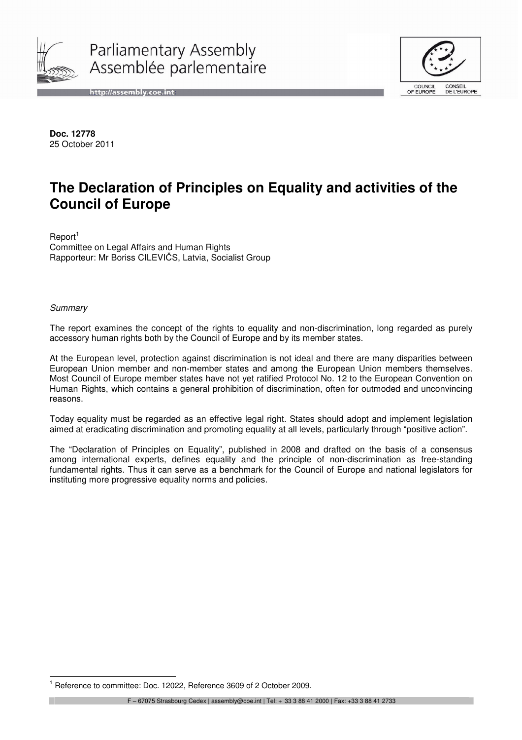**Doc. 12778**
25 October 2011

# The Declaration of Principles on Equality and activities of the Council of Europe

Report[1]
Committee on Legal Affairs and Human Rights
Rapporteur: Mr Boriss CILEVIČS, Latvia, Socialist Group

*Summary*

The report examines the concept of the rights to equality and non-discrimination, long regarded as purely accessory human rights both by the Council of Europe and by its member states.

At the European level, protection against discrimination is not ideal and there are many disparities between European Union member and non-member states and among the European Union members themselves. Most Council of Europe member states have not yet ratified Protocol No. 12 to the European Convention on Human Rights, which contains a general prohibition of discrimination, often for outmoded and unconvincing reasons.

Today equality must be regarded as an effective legal right. States should adopt and implement legislation aimed at eradicating discrimination and promoting equality at all levels, particularly through "positive action".

The "Declaration of Principles on Equality", published in 2008 and drafted on the basis of a consensus among international experts, defines equality and the principle of non-discrimination as free-standing fundamental rights. Thus it can serve as a benchmark for the Council of Europe and national legislators for instituting more progressive equality norms and policies.

[1] Reference to committee: Doc. 12022, Reference 3609 of 2 October 2009.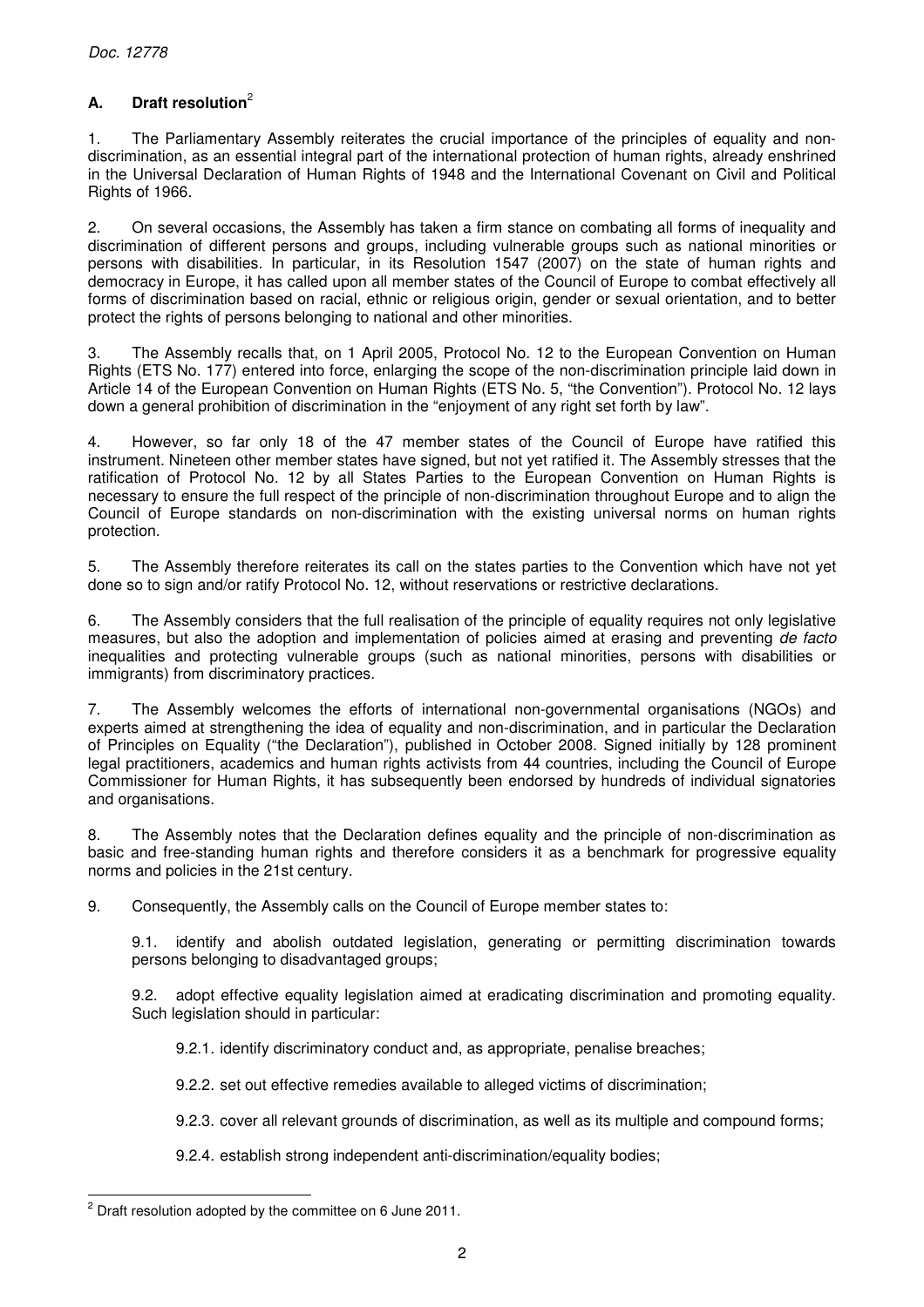## A. Draft resolution[2]

1. The Parliamentary Assembly reiterates the crucial importance of the principles of equality and non-discrimination, as an essential integral part of the international protection of human rights, already enshrined in the Universal Declaration of Human Rights of 1948 and the International Covenant on Civil and Political Rights of 1966.

2. On several occasions, the Assembly has taken a firm stance on combating all forms of inequality and discrimination of different persons and groups, including vulnerable groups such as national minorities or persons with disabilities. In particular, in its Resolution 1547 (2007) on the state of human rights and democracy in Europe, it has called upon all member states of the Council of Europe to combat effectively all forms of discrimination based on racial, ethnic or religious origin, gender or sexual orientation, and to better protect the rights of persons belonging to national and other minorities.

3. The Assembly recalls that, on 1 April 2005, Protocol No. 12 to the European Convention on Human Rights (ETS No. 177) entered into force, enlarging the scope of the non-discrimination principle laid down in Article 14 of the European Convention on Human Rights (ETS No. 5, "the Convention"). Protocol No. 12 lays down a general prohibition of discrimination in the "enjoyment of any right set forth by law".

4. However, so far only 18 of the 47 member states of the Council of Europe have ratified this instrument. Nineteen other member states have signed, but not yet ratified it. The Assembly stresses that the ratification of Protocol No. 12 by all States Parties to the European Convention on Human Rights is necessary to ensure the full respect of the principle of non-discrimination throughout Europe and to align the Council of Europe standards on non-discrimination with the existing universal norms on human rights protection.

5. The Assembly therefore reiterates its call on the states parties to the Convention which have not yet done so to sign and/or ratify Protocol No. 12, without reservations or restrictive declarations.

6. The Assembly considers that the full realisation of the principle of equality requires not only legislative measures, but also the adoption and implementation of policies aimed at erasing and preventing *de facto* inequalities and protecting vulnerable groups (such as national minorities, persons with disabilities or immigrants) from discriminatory practices.

7. The Assembly welcomes the efforts of international non-governmental organisations (NGOs) and experts aimed at strengthening the idea of equality and non-discrimination, and in particular the Declaration of Principles on Equality ("the Declaration"), published in October 2008. Signed initially by 128 prominent legal practitioners, academics and human rights activists from 44 countries, including the Council of Europe Commissioner for Human Rights, it has subsequently been endorsed by hundreds of individual signatories and organisations.

8. The Assembly notes that the Declaration defines equality and the principle of non-discrimination as basic and free-standing human rights and therefore considers it as a benchmark for progressive equality norms and policies in the 21st century.

9. Consequently, the Assembly calls on the Council of Europe member states to:

9.1. identify and abolish outdated legislation, generating or permitting discrimination towards persons belonging to disadvantaged groups;

9.2. adopt effective equality legislation aimed at eradicating discrimination and promoting equality. Such legislation should in particular:

9.2.1. identify discriminatory conduct and, as appropriate, penalise breaches;

9.2.2. set out effective remedies available to alleged victims of discrimination;

9.2.3. cover all relevant grounds of discrimination, as well as its multiple and compound forms;

9.2.4. establish strong independent anti-discrimination/equality bodies;

---

[2] Draft resolution adopted by the committee on 6 June 2011.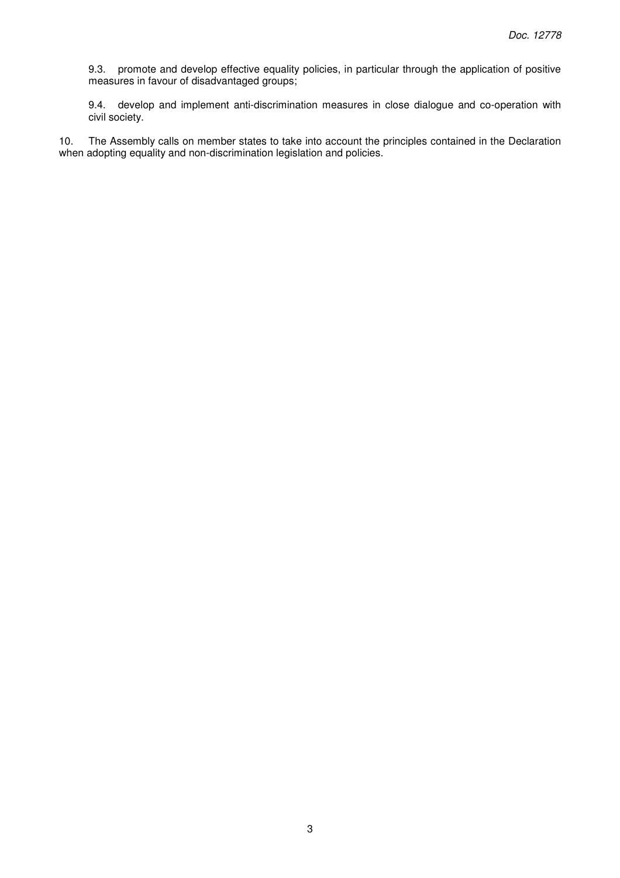9.3. promote and develop effective equality policies, in particular through the application of positive measures in favour of disadvantaged groups;

9.4. develop and implement anti-discrimination measures in close dialogue and co-operation with civil society.

10. The Assembly calls on member states to take into account the principles contained in the Declaration when adopting equality and non-discrimination legislation and policies.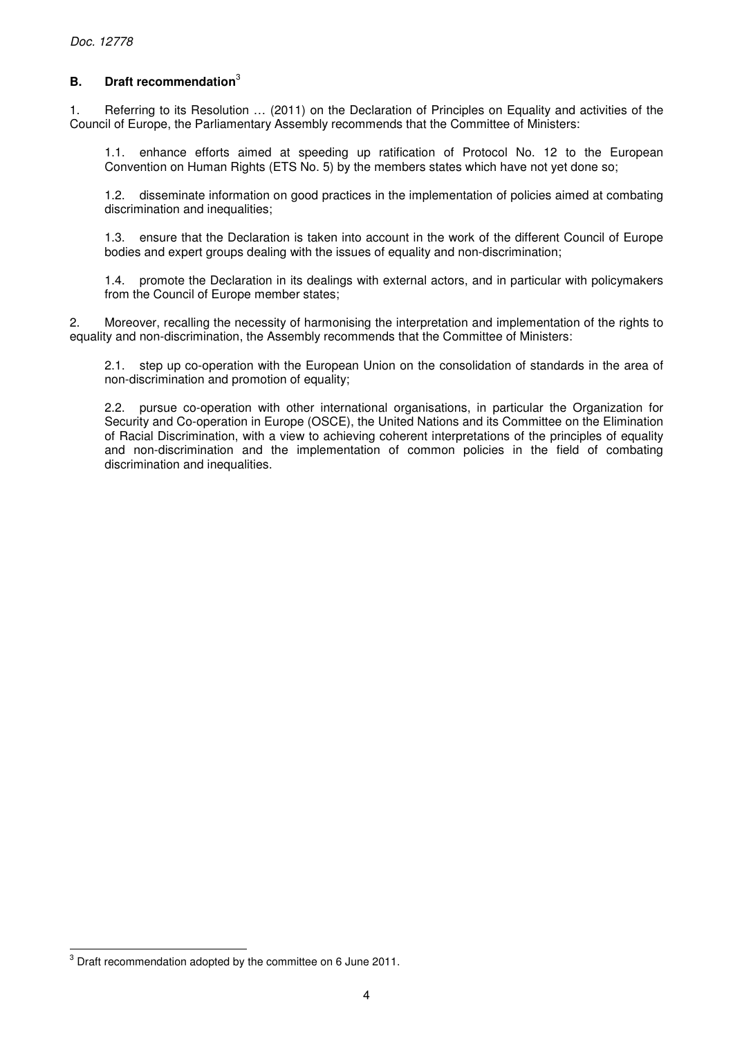### B. Draft recommendation[3]

1. Referring to its Resolution … (2011) on the Declaration of Principles on Equality and activities of the Council of Europe, the Parliamentary Assembly recommends that the Committee of Ministers:

   1.1. enhance efforts aimed at speeding up ratification of Protocol No. 12 to the European Convention on Human Rights (ETS No. 5) by the members states which have not yet done so;

   1.2. disseminate information on good practices in the implementation of policies aimed at combating discrimination and inequalities;

   1.3. ensure that the Declaration is taken into account in the work of the different Council of Europe bodies and expert groups dealing with the issues of equality and non-discrimination;

   1.4. promote the Declaration in its dealings with external actors, and in particular with policymakers from the Council of Europe member states;

2. Moreover, recalling the necessity of harmonising the interpretation and implementation of the rights to equality and non-discrimination, the Assembly recommends that the Committee of Ministers:

   2.1. step up co-operation with the European Union on the consolidation of standards in the area of non-discrimination and promotion of equality;

   2.2. pursue co-operation with other international organisations, in particular the Organization for Security and Co-operation in Europe (OSCE), the United Nations and its Committee on the Elimination of Racial Discrimination, with a view to achieving coherent interpretations of the principles of equality and non-discrimination and the implementation of common policies in the field of combating discrimination and inequalities.

---

[3] Draft recommendation adopted by the committee on 6 June 2011.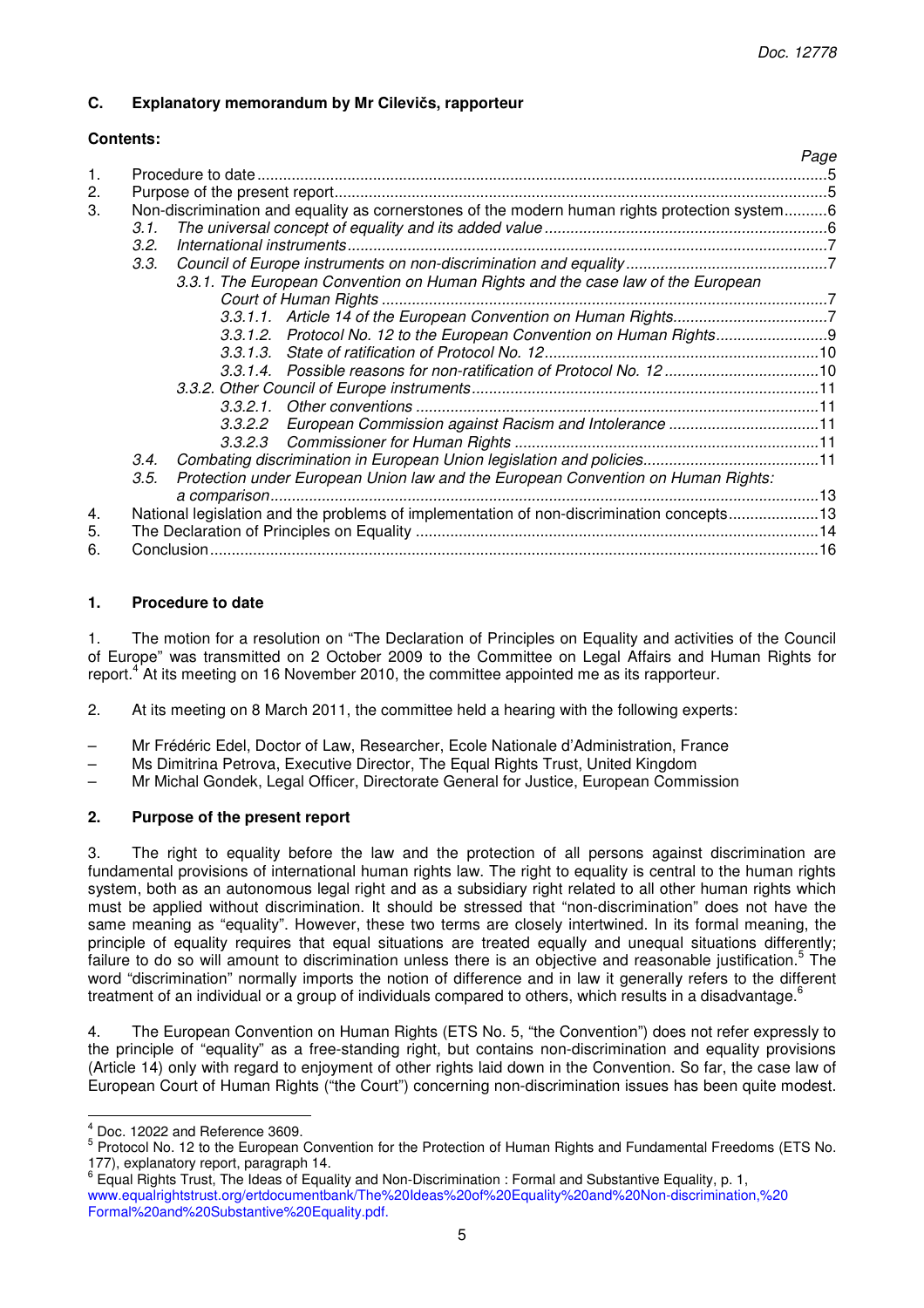## C. Explanatory memorandum by Mr Cilevičs, rapporteur

**Contents:**

| | | Page |
|---|---|---|
| 1. | Procedure to date | 5 |
| 2. | Purpose of the present report | 5 |
| 3. | Non-discrimination and equality as cornerstones of the modern human rights protection system | 6 |
| | *3.1. The universal concept of equality and its added value* | 6 |
| | *3.2. International instruments* | 7 |
| | *3.3. Council of Europe instruments on non-discrimination and equality* | 7 |
| | *3.3.1. The European Convention on Human Rights and the case law of the European Court of Human Rights* | 7 |
| | *3.3.1.1. Article 14 of the European Convention on Human Rights* | 7 |
| | *3.3.1.2. Protocol No. 12 to the European Convention on Human Rights* | 9 |
| | *3.3.1.3. State of ratification of Protocol No. 12* | 10 |
| | *3.3.1.4. Possible reasons for non-ratification of Protocol No. 12* | 10 |
| | *3.3.2. Other Council of Europe instruments* | 11 |
| | *3.3.2.1. Other conventions* | 11 |
| | *3.3.2.2 European Commission against Racism and Intolerance* | 11 |
| | *3.3.2.3 Commissioner for Human Rights* | 11 |
| | *3.4. Combating discrimination in European Union legislation and policies* | 11 |
| | *3.5. Protection under European Union law and the European Convention on Human Rights: a comparison* | 13 |
| 4. | National legislation and the problems of implementation of non-discrimination concepts | 13 |
| 5. | The Declaration of Principles on Equality | 14 |
| 6. | Conclusion | 16 |

### 1. Procedure to date

1. The motion for a resolution on "The Declaration of Principles on Equality and activities of the Council of Europe" was transmitted on 2 October 2009 to the Committee on Legal Affairs and Human Rights for report.[4] At its meeting on 16 November 2010, the committee appointed me as its rapporteur.

2. At its meeting on 8 March 2011, the committee held a hearing with the following experts:

– Mr Frédéric Edel, Doctor of Law, Researcher, Ecole Nationale d'Administration, France
– Ms Dimitrina Petrova, Executive Director, The Equal Rights Trust, United Kingdom
– Mr Michal Gondek, Legal Officer, Directorate General for Justice, European Commission

### 2. Purpose of the present report

3. The right to equality before the law and the protection of all persons against discrimination are fundamental provisions of international human rights law. The right to equality is central to the human rights system, both as an autonomous legal right and as a subsidiary right related to all other human rights which must be applied without discrimination. It should be stressed that "non-discrimination" does not have the same meaning as "equality". However, these two terms are closely intertwined. In its formal meaning, the principle of equality requires that equal situations are treated equally and unequal situations differently; failure to do so will amount to discrimination unless there is an objective and reasonable justification.[5] The word "discrimination" normally imports the notion of difference and in law it generally refers to the different treatment of an individual or a group of individuals compared to others, which results in a disadvantage.[6]

4. The European Convention on Human Rights (ETS No. 5, "the Convention") does not refer expressly to the principle of "equality" as a free-standing right, but contains non-discrimination and equality provisions (Article 14) only with regard to enjoyment of other rights laid down in the Convention. So far, the case law of European Court of Human Rights ("the Court") concerning non-discrimination issues has been quite modest.

---

[4] Doc. 12022 and Reference 3609.
[5] Protocol No. 12 to the European Convention for the Protection of Human Rights and Fundamental Freedoms (ETS No. 177), explanatory report, paragraph 14.
[6] Equal Rights Trust, The Ideas of Equality and Non-Discrimination : Formal and Substantive Equality, p. 1, www.equalrightstrust.org/ertdocumentbank/The%20Ideas%20of%20Equality%20and%20Non-discrimination,%20Formal%20and%20Substantive%20Equality.pdf.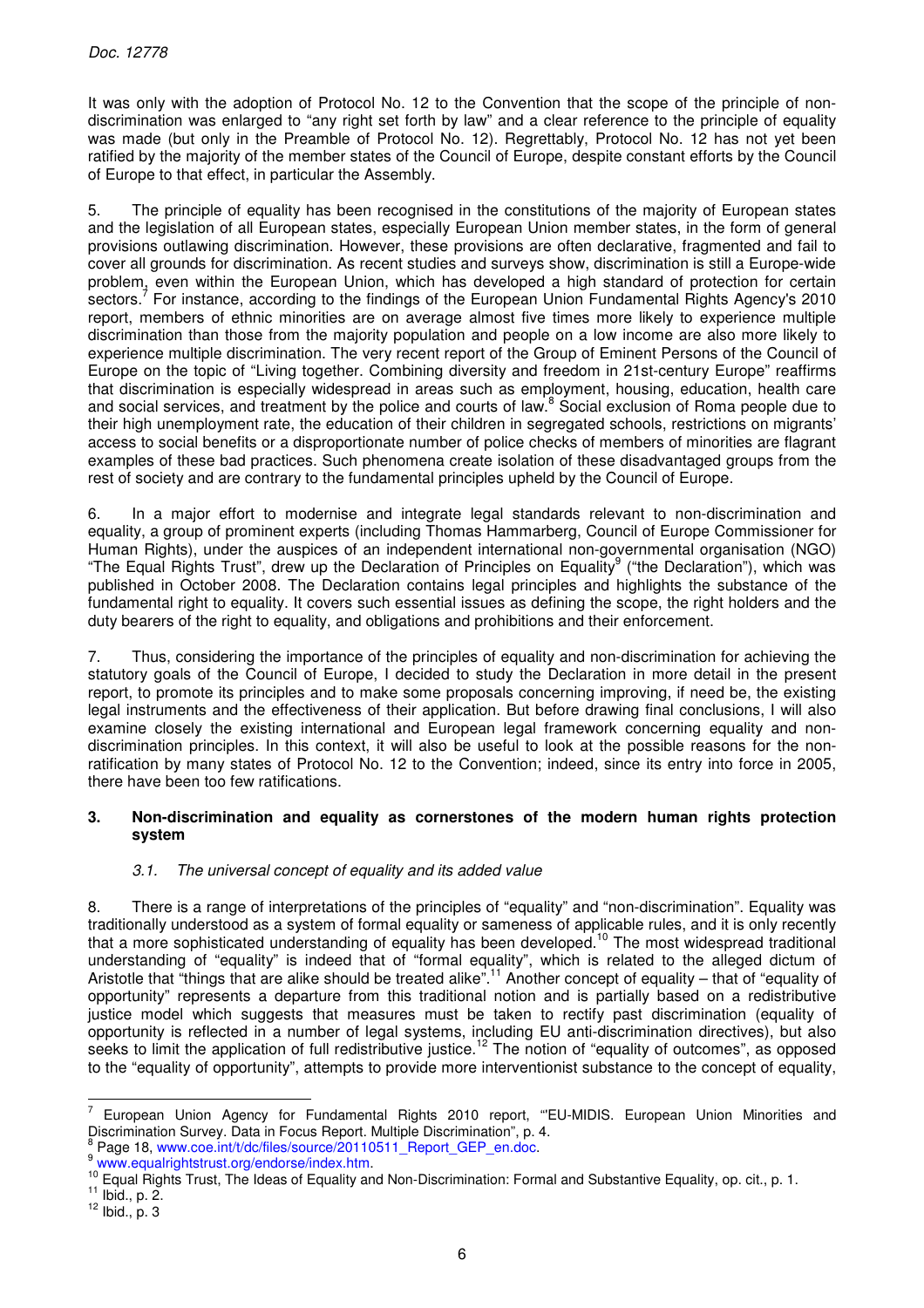It was only with the adoption of Protocol No. 12 to the Convention that the scope of the principle of non-discrimination was enlarged to "any right set forth by law" and a clear reference to the principle of equality was made (but only in the Preamble of Protocol No. 12). Regrettably, Protocol No. 12 has not yet been ratified by the majority of the member states of the Council of Europe, despite constant efforts by the Council of Europe to that effect, in particular the Assembly.

5. The principle of equality has been recognised in the constitutions of the majority of European states and the legislation of all European states, especially European Union member states, in the form of general provisions outlawing discrimination. However, these provisions are often declarative, fragmented and fail to cover all grounds for discrimination. As recent studies and surveys show, discrimination is still a Europe-wide problem, even within the European Union, which has developed a high standard of protection for certain sectors.[7] For instance, according to the findings of the European Union Fundamental Rights Agency's 2010 report, members of ethnic minorities are on average almost five times more likely to experience multiple discrimination than those from the majority population and people on a low income are also more likely to experience multiple discrimination. The very recent report of the Group of Eminent Persons of the Council of Europe on the topic of "Living together. Combining diversity and freedom in 21st-century Europe" reaffirms that discrimination is especially widespread in areas such as employment, housing, education, health care and social services, and treatment by the police and courts of law.[8] Social exclusion of Roma people due to their high unemployment rate, the education of their children in segregated schools, restrictions on migrants' access to social benefits or a disproportionate number of police checks of members of minorities are flagrant examples of these bad practices. Such phenomena create isolation of these disadvantaged groups from the rest of society and are contrary to the fundamental principles upheld by the Council of Europe.

6. In a major effort to modernise and integrate legal standards relevant to non-discrimination and equality, a group of prominent experts (including Thomas Hammarberg, Council of Europe Commissioner for Human Rights), under the auspices of an independent international non-governmental organisation (NGO) "The Equal Rights Trust", drew up the Declaration of Principles on Equality[9] ("the Declaration"), which was published in October 2008. The Declaration contains legal principles and highlights the substance of the fundamental right to equality. It covers such essential issues as defining the scope, the right holders and the duty bearers of the right to equality, and obligations and prohibitions and their enforcement.

7. Thus, considering the importance of the principles of equality and non-discrimination for achieving the statutory goals of the Council of Europe, I decided to study the Declaration in more detail in the present report, to promote its principles and to make some proposals concerning improving, if need be, the existing legal instruments and the effectiveness of their application. But before drawing final conclusions, I will also examine closely the existing international and European legal framework concerning equality and non-discrimination principles. In this context, it will also be useful to look at the possible reasons for the non-ratification by many states of Protocol No. 12 to the Convention; indeed, since its entry into force in 2005, there have been too few ratifications.

## 3. Non-discrimination and equality as cornerstones of the modern human rights protection system

### *3.1. The universal concept of equality and its added value*

8. There is a range of interpretations of the principles of "equality" and "non-discrimination". Equality was traditionally understood as a system of formal equality or sameness of applicable rules, and it is only recently that a more sophisticated understanding of equality has been developed.[10] The most widespread traditional understanding of "equality" is indeed that of "formal equality", which is related to the alleged dictum of Aristotle that "things that are alike should be treated alike".[11] Another concept of equality – that of "equality of opportunity" represents a departure from this traditional notion and is partially based on a redistributive justice model which suggests that measures must be taken to rectify past discrimination (equality of opportunity is reflected in a number of legal systems, including EU anti-discrimination directives), but also seeks to limit the application of full redistributive justice.[12] The notion of "equality of outcomes", as opposed to the "equality of opportunity", attempts to provide more interventionist substance to the concept of equality,

---

[7] European Union Agency for Fundamental Rights 2010 report, "'EU-MIDIS. European Union Minorities and Discrimination Survey. Data in Focus Report. Multiple Discrimination", p. 4.

[8] Page 18, www.coe.int/t/dc/files/source/20110511_Report_GEP_en.doc.

[9] www.equalrightstrust.org/endorse/index.htm.

[10] Equal Rights Trust, The Ideas of Equality and Non-Discrimination: Formal and Substantive Equality, op. cit., p. 1.

[11] Ibid., p. 2.

[12] Ibid., p. 3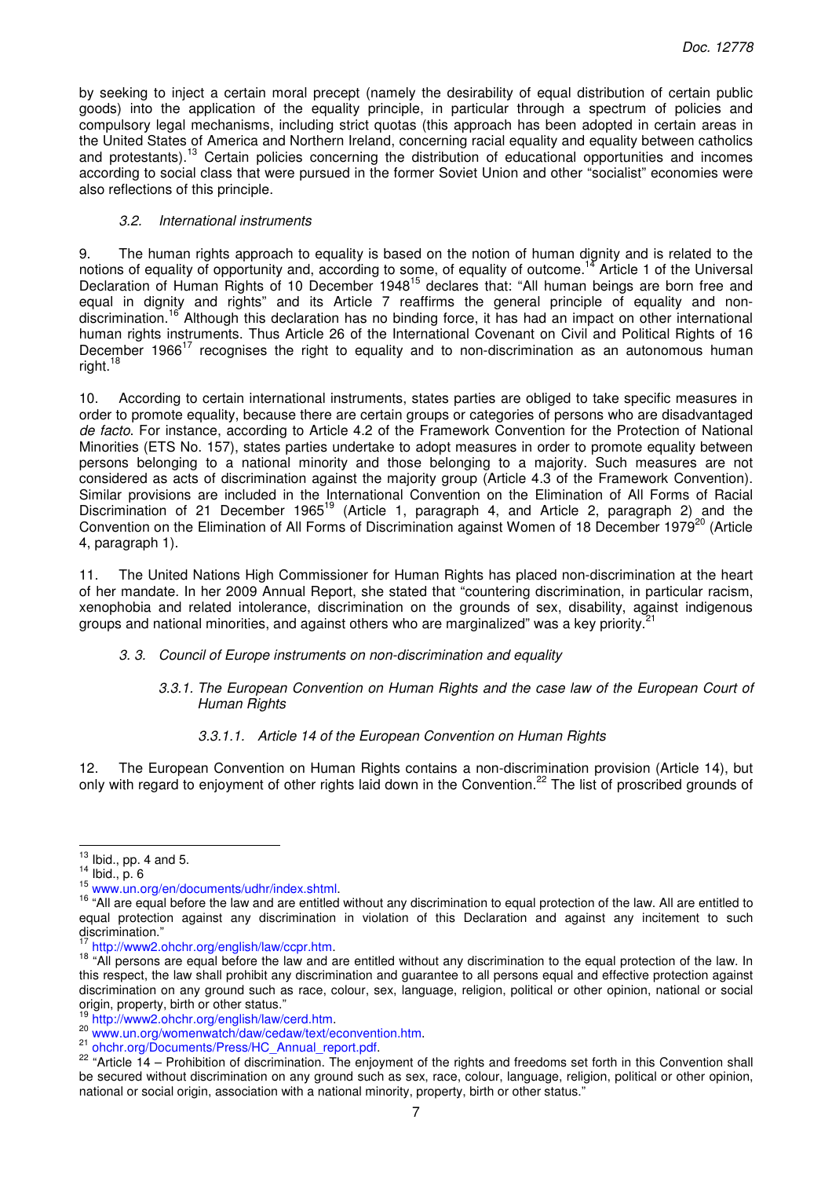by seeking to inject a certain moral precept (namely the desirability of equal distribution of certain public goods) into the application of the equality principle, in particular through a spectrum of policies and compulsory legal mechanisms, including strict quotas (this approach has been adopted in certain areas in the United States of America and Northern Ireland, concerning racial equality and equality between catholics and protestants).[13] Certain policies concerning the distribution of educational opportunities and incomes according to social class that were pursued in the former Soviet Union and other "socialist" economies were also reflections of this principle.

### *3.2. International instruments*

9. The human rights approach to equality is based on the notion of human dignity and is related to the notions of equality of opportunity and, according to some, of equality of outcome.[14] Article 1 of the Universal Declaration of Human Rights of 10 December 1948[15] declares that: "All human beings are born free and equal in dignity and rights" and its Article 7 reaffirms the general principle of equality and non-discrimination.[16] Although this declaration has no binding force, it has had an impact on other international human rights instruments. Thus Article 26 of the International Covenant on Civil and Political Rights of 16 December 1966[17] recognises the right to equality and to non-discrimination as an autonomous human right.[18]

10. According to certain international instruments, states parties are obliged to take specific measures in order to promote equality, because there are certain groups or categories of persons who are disadvantaged *de facto*. For instance, according to Article 4.2 of the Framework Convention for the Protection of National Minorities (ETS No. 157), states parties undertake to adopt measures in order to promote equality between persons belonging to a national minority and those belonging to a majority. Such measures are not considered as acts of discrimination against the majority group (Article 4.3 of the Framework Convention). Similar provisions are included in the International Convention on the Elimination of All Forms of Racial Discrimination of 21 December 1965[19] (Article 1, paragraph 4, and Article 2, paragraph 2) and the Convention on the Elimination of All Forms of Discrimination against Women of 18 December 1979[20] (Article 4, paragraph 1).

11. The United Nations High Commissioner for Human Rights has placed non-discrimination at the heart of her mandate. In her 2009 Annual Report, she stated that "countering discrimination, in particular racism, xenophobia and related intolerance, discrimination on the grounds of sex, disability, against indigenous groups and national minorities, and against others who are marginalized" was a key priority.[21]

### *3. 3. Council of Europe instruments on non-discrimination and equality*

#### *3.3.1. The European Convention on Human Rights and the case law of the European Court of Human Rights*

##### *3.3.1.1. Article 14 of the European Convention on Human Rights*

12. The European Convention on Human Rights contains a non-discrimination provision (Article 14), but only with regard to enjoyment of other rights laid down in the Convention.[22] The list of proscribed grounds of

---

[13] Ibid., pp. 4 and 5.

[14] Ibid., p. 6

[15] www.un.org/en/documents/udhr/index.shtml.

[16] "All are equal before the law and are entitled without any discrimination to equal protection of the law. All are entitled to equal protection against any discrimination in violation of this Declaration and against any incitement to such discrimination."

[17] http://www2.ohchr.org/english/law/ccpr.htm.

[18] "All persons are equal before the law and are entitled without any discrimination to the equal protection of the law. In this respect, the law shall prohibit any discrimination and guarantee to all persons equal and effective protection against discrimination on any ground such as race, colour, sex, language, religion, political or other opinion, national or social origin, property, birth or other status."

[19] http://www2.ohchr.org/english/law/cerd.htm.

[20] www.un.org/womenwatch/daw/cedaw/text/econvention.htm.

[21] ohchr.org/Documents/Press/HC_Annual_report.pdf.

[22] "Article 14 – Prohibition of discrimination. The enjoyment of the rights and freedoms set forth in this Convention shall be secured without discrimination on any ground such as sex, race, colour, language, religion, political or other opinion, national or social origin, association with a national minority, property, birth or other status."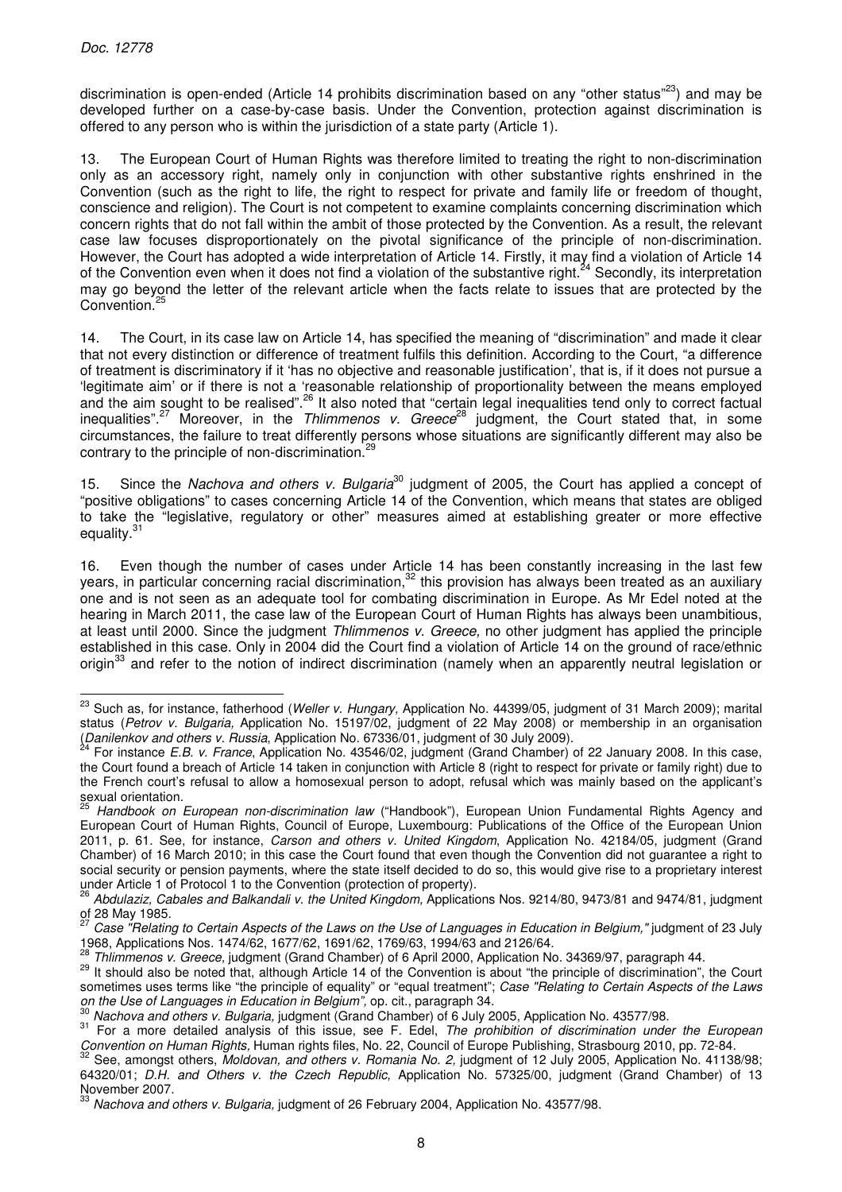discrimination is open-ended (Article 14 prohibits discrimination based on any "other status"[23]) and may be developed further on a case-by-case basis. Under the Convention, protection against discrimination is offered to any person who is within the jurisdiction of a state party (Article 1).

13. The European Court of Human Rights was therefore limited to treating the right to non-discrimination only as an accessory right, namely only in conjunction with other substantive rights enshrined in the Convention (such as the right to life, the right to respect for private and family life or freedom of thought, conscience and religion). The Court is not competent to examine complaints concerning discrimination which concern rights that do not fall within the ambit of those protected by the Convention. As a result, the relevant case law focuses disproportionately on the pivotal significance of the principle of non-discrimination. However, the Court has adopted a wide interpretation of Article 14. Firstly, it may find a violation of Article 14 of the Convention even when it does not find a violation of the substantive right.[24] Secondly, its interpretation may go beyond the letter of the relevant article when the facts relate to issues that are protected by the Convention.[25]

14. The Court, in its case law on Article 14, has specified the meaning of "discrimination" and made it clear that not every distinction or difference of treatment fulfils this definition. According to the Court, "a difference of treatment is discriminatory if it 'has no objective and reasonable justification', that is, if it does not pursue a 'legitimate aim' or if there is not a 'reasonable relationship of proportionality between the means employed and the aim sought to be realised".[26] It also noted that "certain legal inequalities tend only to correct factual inequalities".[27] Moreover, in the *Thlimmenos v. Greece*[28] judgment, the Court stated that, in some circumstances, the failure to treat differently persons whose situations are significantly different may also be contrary to the principle of non-discrimination.[29]

15. Since the *Nachova and others v. Bulgaria*[30] judgment of 2005, the Court has applied a concept of "positive obligations" to cases concerning Article 14 of the Convention, which means that states are obliged to take the "legislative, regulatory or other" measures aimed at establishing greater or more effective equality.[31]

16. Even though the number of cases under Article 14 has been constantly increasing in the last few years, in particular concerning racial discrimination,[32] this provision has always been treated as an auxiliary one and is not seen as an adequate tool for combating discrimination in Europe. As Mr Edel noted at the hearing in March 2011, the case law of the European Court of Human Rights has always been unambitious, at least until 2000. Since the judgment *Thlimmenos v. Greece,* no other judgment has applied the principle established in this case. Only in 2004 did the Court find a violation of Article 14 on the ground of race/ethnic origin[33] and refer to the notion of indirect discrimination (namely when an apparently neutral legislation or

---

[23] Such as, for instance, fatherhood (*Weller v. Hungary,* Application No. 44399/05, judgment of 31 March 2009); marital status (*Petrov v. Bulgaria,* Application No. 15197/02, judgment of 22 May 2008) or membership in an organisation (*Danilenkov and others v. Russia*, Application No. 67336/01, judgment of 30 July 2009).

[24] For instance *E.B. v. France*, Application No. 43546/02, judgment (Grand Chamber) of 22 January 2008. In this case, the Court found a breach of Article 14 taken in conjunction with Article 8 (right to respect for private or family right) due to the French court's refusal to allow a homosexual person to adopt, refusal which was mainly based on the applicant's sexual orientation.

[25] *Handbook on European non-discrimination law* ("Handbook"), European Union Fundamental Rights Agency and European Court of Human Rights, Council of Europe, Luxembourg: Publications of the Office of the European Union 2011, p. 61. See, for instance, *Carson and others v. United Kingdom*, Application No. 42184/05, judgment (Grand Chamber) of 16 March 2010; in this case the Court found that even though the Convention did not guarantee a right to social security or pension payments, where the state itself decided to do so, this would give rise to a proprietary interest under Article 1 of Protocol 1 to the Convention (protection of property).

[26] *Abdulaziz, Cabales and Balkandali v. the United Kingdom,* Applications Nos. 9214/80, 9473/81 and 9474/81, judgment of 28 May 1985.

[27] *Case "Relating to Certain Aspects of the Laws on the Use of Languages in Education in Belgium,"* judgment of 23 July 1968, Applications Nos. 1474/62, 1677/62, 1691/62, 1769/63, 1994/63 and 2126/64.

[28] *Thlimmenos v. Greece,* judgment (Grand Chamber) of 6 April 2000, Application No. 34369/97, paragraph 44.

[29] It should also be noted that, although Article 14 of the Convention is about "the principle of discrimination", the Court sometimes uses terms like "the principle of equality" or "equal treatment"; *Case "Relating to Certain Aspects of the Laws on the Use of Languages in Education in Belgium",* op. cit., paragraph 34.

[30] *Nachova and others v. Bulgaria,* judgment (Grand Chamber) of 6 July 2005, Application No. 43577/98.

[31] For a more detailed analysis of this issue, see F. Edel, *The prohibition of discrimination under the European Convention on Human Rights,* Human rights files, No. 22, Council of Europe Publishing, Strasbourg 2010, pp. 72-84.

[32] See, amongst others, *Moldovan, and others v. Romania No. 2,* judgment of 12 July 2005, Application No. 41138/98; 64320/01; *D.H. and Others v. the Czech Republic,* Application No. 57325/00, judgment (Grand Chamber) of 13 November 2007.

[33] *Nachova and others v. Bulgaria,* judgment of 26 February 2004, Application No. 43577/98.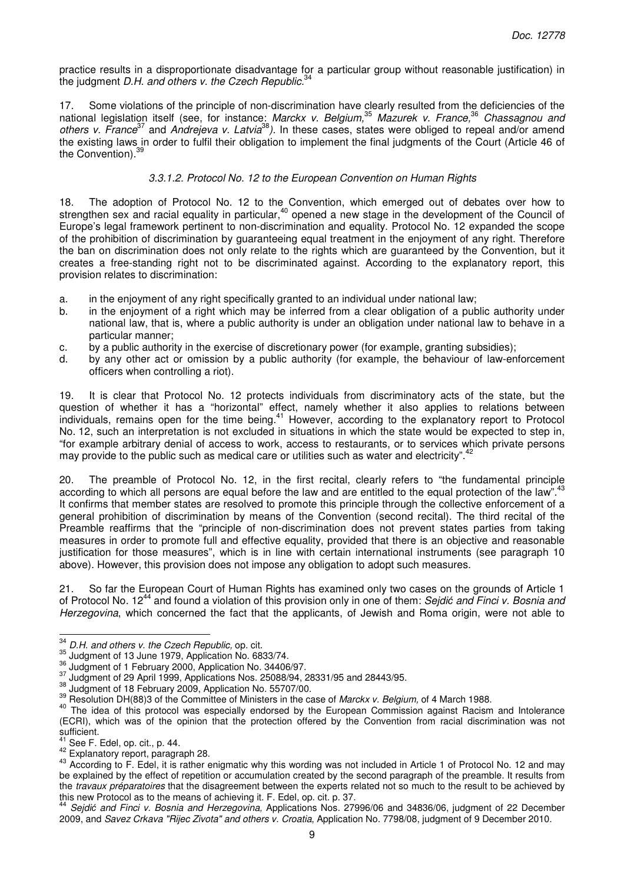practice results in a disproportionate disadvantage for a particular group without reasonable justification) in the judgment *D.H. and others v. the Czech Republic*.[34]

17. Some violations of the principle of non-discrimination have clearly resulted from the deficiencies of the national legislation itself (see, for instance: *Marckx v. Belgium,*[35] *Mazurek v. France,*[36] *Chassagnou and others v. France*[37] and *Andrejeva v. Latvia*[38]*)*. In these cases, states were obliged to repeal and/or amend the existing laws in order to fulfil their obligation to implement the final judgments of the Court (Article 46 of the Convention).[39]

#### *3.3.1.2. Protocol No. 12 to the European Convention on Human Rights*

18. The adoption of Protocol No. 12 to the Convention, which emerged out of debates over how to strengthen sex and racial equality in particular,[40] opened a new stage in the development of the Council of Europe's legal framework pertinent to non-discrimination and equality. Protocol No. 12 expanded the scope of the prohibition of discrimination by guaranteeing equal treatment in the enjoyment of any right. Therefore the ban on discrimination does not only relate to the rights which are guaranteed by the Convention, but it creates a free-standing right not to be discriminated against. According to the explanatory report, this provision relates to discrimination:

a. in the enjoyment of any right specifically granted to an individual under national law;
b. in the enjoyment of a right which may be inferred from a clear obligation of a public authority under national law, that is, where a public authority is under an obligation under national law to behave in a particular manner;
c. by a public authority in the exercise of discretionary power (for example, granting subsidies);
d. by any other act or omission by a public authority (for example, the behaviour of law-enforcement officers when controlling a riot).

19. It is clear that Protocol No. 12 protects individuals from discriminatory acts of the state, but the question of whether it has a "horizontal" effect, namely whether it also applies to relations between individuals, remains open for the time being.[41] However, according to the explanatory report to Protocol No. 12, such an interpretation is not excluded in situations in which the state would be expected to step in, "for example arbitrary denial of access to work, access to restaurants, or to services which private persons may provide to the public such as medical care or utilities such as water and electricity".[42]

20. The preamble of Protocol No. 12, in the first recital, clearly refers to "the fundamental principle according to which all persons are equal before the law and are entitled to the equal protection of the law".[43] It confirms that member states are resolved to promote this principle through the collective enforcement of a general prohibition of discrimination by means of the Convention (second recital). The third recital of the Preamble reaffirms that the "principle of non-discrimination does not prevent states parties from taking measures in order to promote full and effective equality, provided that there is an objective and reasonable justification for those measures", which is in line with certain international instruments (see paragraph 10 above). However, this provision does not impose any obligation to adopt such measures.

21. So far the European Court of Human Rights has examined only two cases on the grounds of Article 1 of Protocol No. 12[44] and found a violation of this provision only in one of them: *Sejdić and Finci v. Bosnia and Herzegovina*, which concerned the fact that the applicants, of Jewish and Roma origin, were not able to

---

[34] *D.H. and others v. the Czech Republic,* op. cit.
[35] Judgment of 13 June 1979, Application No. 6833/74.
[36] Judgment of 1 February 2000, Application No. 34406/97.
[37] Judgment of 29 April 1999, Applications Nos. 25088/94, 28331/95 and 28443/95.
[38] Judgment of 18 February 2009, Application No. 55707/00.
[39] Resolution DH(88)3 of the Committee of Ministers in the case of *Marckx v. Belgium,* of 4 March 1988.
[40] The idea of this protocol was especially endorsed by the European Commission against Racism and Intolerance (ECRI), which was of the opinion that the protection offered by the Convention from racial discrimination was not sufficient.
[41] See F. Edel, op. cit., p. 44.
[42] Explanatory report, paragraph 28.
[43] According to F. Edel, it is rather enigmatic why this wording was not included in Article 1 of Protocol No. 12 and may be explained by the effect of repetition or accumulation created by the second paragraph of the preamble. It results from the *travaux préparatoires* that the disagreement between the experts related not so much to the result to be achieved by this new Protocol as to the means of achieving it. F. Edel, op. cit. p. 37.
[44] *Sejdić and Finci v. Bosnia and Herzegovina,* Applications Nos. 27996/06 and 34836/06, judgment of 22 December 2009, and *Savez Crkava "Rijec Zivota" and others v. Croatia*, Application No. 7798/08, judgment of 9 December 2010.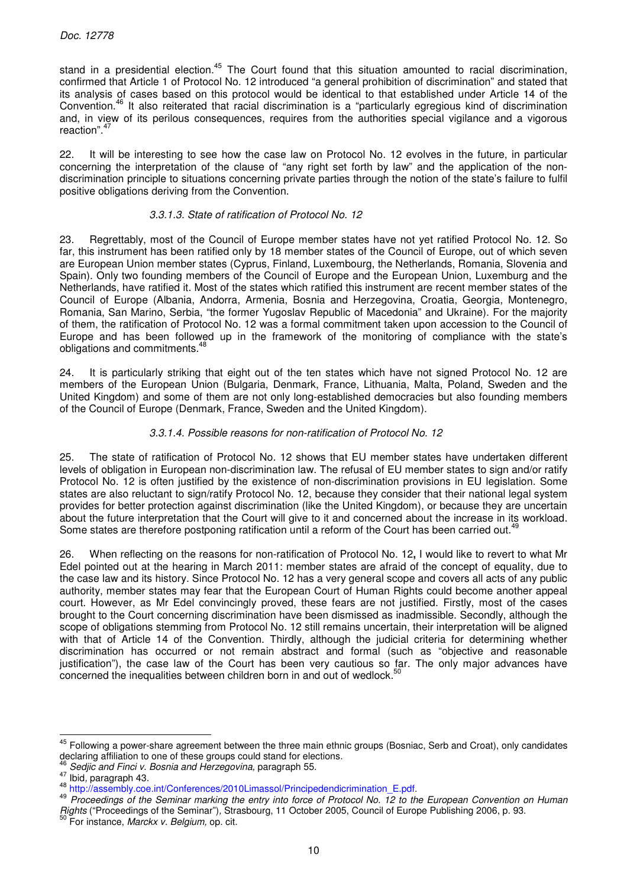stand in a presidential election.[45] The Court found that this situation amounted to racial discrimination, confirmed that Article 1 of Protocol No. 12 introduced "a general prohibition of discrimination" and stated that its analysis of cases based on this protocol would be identical to that established under Article 14 of the Convention.[46] It also reiterated that racial discrimination is a "particularly egregious kind of discrimination and, in view of its perilous consequences, requires from the authorities special vigilance and a vigorous reaction".[47]

22. It will be interesting to see how the case law on Protocol No. 12 evolves in the future, in particular concerning the interpretation of the clause of "any right set forth by law" and the application of the non-discrimination principle to situations concerning private parties through the notion of the state's failure to fulfil positive obligations deriving from the Convention.

#### *3.3.1.3. State of ratification of Protocol No. 12*

23. Regrettably, most of the Council of Europe member states have not yet ratified Protocol No. 12. So far, this instrument has been ratified only by 18 member states of the Council of Europe, out of which seven are European Union member states (Cyprus, Finland, Luxembourg, the Netherlands, Romania, Slovenia and Spain). Only two founding members of the Council of Europe and the European Union, Luxemburg and the Netherlands, have ratified it. Most of the states which ratified this instrument are recent member states of the Council of Europe (Albania, Andorra, Armenia, Bosnia and Herzegovina, Croatia, Georgia, Montenegro, Romania, San Marino, Serbia, "the former Yugoslav Republic of Macedonia" and Ukraine). For the majority of them, the ratification of Protocol No. 12 was a formal commitment taken upon accession to the Council of Europe and has been followed up in the framework of the monitoring of compliance with the state's obligations and commitments.[48]

24. It is particularly striking that eight out of the ten states which have not signed Protocol No. 12 are members of the European Union (Bulgaria, Denmark, France, Lithuania, Malta, Poland, Sweden and the United Kingdom) and some of them are not only long-established democracies but also founding members of the Council of Europe (Denmark, France, Sweden and the United Kingdom).

#### *3.3.1.4. Possible reasons for non-ratification of Protocol No. 12*

25. The state of ratification of Protocol No. 12 shows that EU member states have undertaken different levels of obligation in European non-discrimination law. The refusal of EU member states to sign and/or ratify Protocol No. 12 is often justified by the existence of non-discrimination provisions in EU legislation. Some states are also reluctant to sign/ratify Protocol No. 12, because they consider that their national legal system provides for better protection against discrimination (like the United Kingdom), or because they are uncertain about the future interpretation that the Court will give to it and concerned about the increase in its workload. Some states are therefore postponing ratification until a reform of the Court has been carried out.[49]

26. When reflecting on the reasons for non-ratification of Protocol No. 12**,** I would like to revert to what Mr Edel pointed out at the hearing in March 2011: member states are afraid of the concept of equality, due to the case law and its history. Since Protocol No. 12 has a very general scope and covers all acts of any public authority, member states may fear that the European Court of Human Rights could become another appeal court. However, as Mr Edel convincingly proved, these fears are not justified. Firstly, most of the cases brought to the Court concerning discrimination have been dismissed as inadmissible. Secondly, although the scope of obligations stemming from Protocol No. 12 still remains uncertain, their interpretation will be aligned with that of Article 14 of the Convention. Thirdly, although the judicial criteria for determining whether discrimination has occurred or not remain abstract and formal (such as "objective and reasonable justification"), the case law of the Court has been very cautious so far. The only major advances have concerned the inequalities between children born in and out of wedlock.[50]

---

[45] Following a power-share agreement between the three main ethnic groups (Bosniac, Serb and Croat), only candidates declaring affiliation to one of these groups could stand for elections.

[46] *Sedjic and Finci v. Bosnia and Herzegovina,* paragraph 55.

[47] Ibid*,* paragraph 43.

[48] http://assembly.coe.int/Conferences/2010Limassol/Principedendicrimination_E.pdf.

[49] *Proceedings of the Seminar marking the entry into force of Protocol No. 12 to the European Convention on Human Rights* ("Proceedings of the Seminar")*,* Strasbourg, 11 October 2005, Council of Europe Publishing 2006, p. 93.

[50] For instance, *Marckx v. Belgium,* op. cit.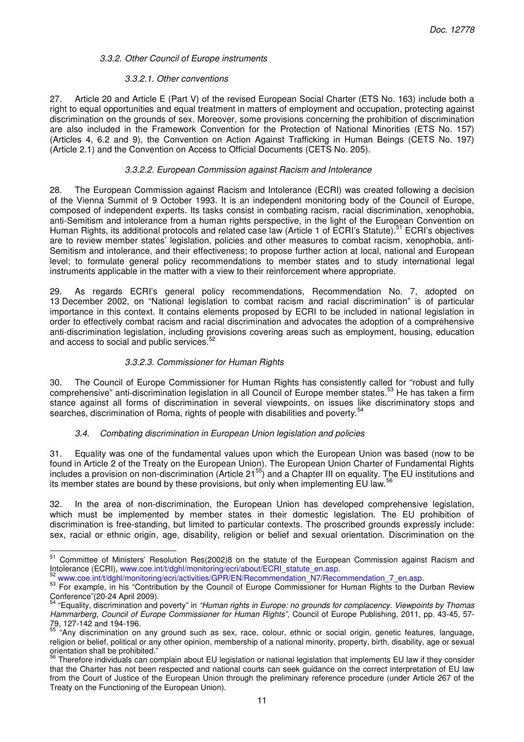*3.3.2. Other Council of Europe instruments*

*3.3.2.1. Other conventions*

27. Article 20 and Article E (Part V) of the revised European Social Charter (ETS No. 163) include both a right to equal opportunities and equal treatment in matters of employment and occupation, protecting against discrimination on the grounds of sex. Moreover, some provisions concerning the prohibition of discrimination are also included in the Framework Convention for the Protection of National Minorities (ETS No. 157) (Articles 4, 6.2 and 9), the Convention on Action Against Trafficking in Human Beings (CETS No. 197) (Article 2.1) and the Convention on Access to Official Documents (CETS No. 205).

*3.3.2.2. European Commission against Racism and Intolerance*

28. The European Commission against Racism and Intolerance (ECRI) was created following a decision of the Vienna Summit of 9 October 1993. It is an independent monitoring body of the Council of Europe, composed of independent experts. Its tasks consist in combating racism, racial discrimination, xenophobia, anti-Semitism and intolerance from a human rights perspective, in the light of the European Convention on Human Rights, its additional protocols and related case law (Article 1 of ECRI's Statute).[51] ECRI's objectives are to review member states' legislation, policies and other measures to combat racism, xenophobia, anti-Semitism and intolerance, and their effectiveness; to propose further action at local, national and European level; to formulate general policy recommendations to member states and to study international legal instruments applicable in the matter with a view to their reinforcement where appropriate.

29. As regards ECRI's general policy recommendations, Recommendation No. 7, adopted on 13 December 2002, on "National legislation to combat racism and racial discrimination" is of particular importance in this context. It contains elements proposed by ECRI to be included in national legislation in order to effectively combat racism and racial discrimination and advocates the adoption of a comprehensive anti-discrimination legislation, including provisions covering areas such as employment, housing, education and access to social and public services.[52]

*3.3.2.3. Commissioner for Human Rights*

30. The Council of Europe Commissioner for Human Rights has consistently called for "robust and fully comprehensive" anti-discrimination legislation in all Council of Europe member states.[53] He has taken a firm stance against all forms of discrimination in several viewpoints, on issues like discriminatory stops and searches, discrimination of Roma, rights of people with disabilities and poverty.[54]

*3.4. Combating discrimination in European Union legislation and policies*

31. Equality was one of the fundamental values upon which the European Union was based (now to be found in Article 2 of the Treaty on the European Union). The European Union Charter of Fundamental Rights includes a provision on non-discrimination (Article 21[55]) and a Chapter III on equality. The EU institutions and its member states are bound by these provisions, but only when implementing EU law.[56]

32. In the area of non-discrimination, the European Union has developed comprehensive legislation, which must be implemented by member states in their domestic legislation. The EU prohibition of discrimination is free-standing, but limited to particular contexts. The proscribed grounds expressly include: sex, racial or ethnic origin, age, disability, religion or belief and sexual orientation. Discrimination on the

---

[51] Committee of Ministers' Resolution Res(2002)8 on the statute of the European Commission against Racism and Intolerance (ECRI), www.coe.int/t/dghl/monitoring/ecri/about/ECRI_statute_en.asp.

[52] www.coe.int/t/dghl/monitoring/ecri/activities/GPR/EN/Recommendation_N7/Recommendation_7_en.asp.

[53] For example, in his "Contribution by the Council of Europe Commissioner for Human Rights to the Durban Review Conference"(20-24 April 2009).

[54] "Equality, discrimination and poverty" in *"Human rights in Europe: no grounds for complacency. Viewpoints by Thomas Hammarberg, Council of Europe Commissioner for Human Rights",* Council of Europe Publishing, 2011, pp. 43-45, 57-79, 127-142 and 194-196.

[55] "Any discrimination on any ground such as sex, race, colour, ethnic or social origin, genetic features, language, religion or belief, political or any other opinion, membership of a national minority, property, birth, disability, age or sexual orientation shall be prohibited."

[56] Therefore individuals can complain about EU legislation or national legislation that implements EU law if they consider that the Charter has not been respected and national courts can seek guidance on the correct interpretation of EU law from the Court of Justice of the European Union through the preliminary reference procedure (under Article 267 of the Treaty on the Functioning of the European Union).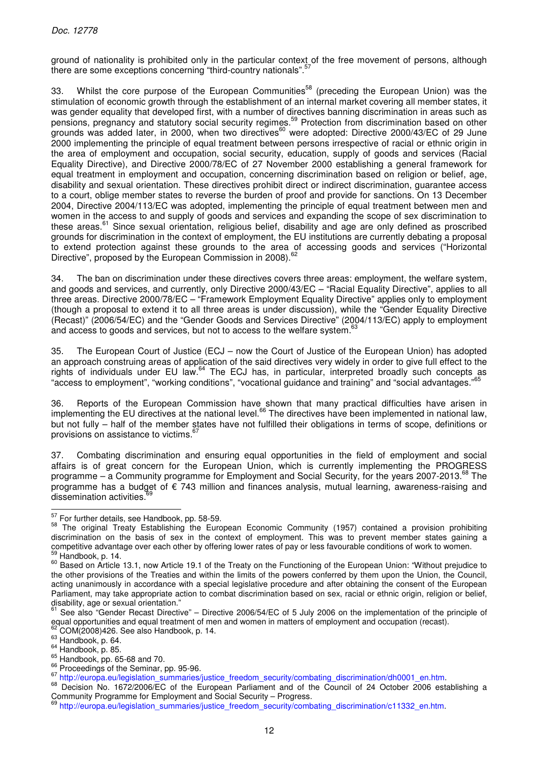ground of nationality is prohibited only in the particular context of the free movement of persons, although there are some exceptions concerning "third-country nationals".[57]

33. Whilst the core purpose of the European Communities[58] (preceding the European Union) was the stimulation of economic growth through the establishment of an internal market covering all member states, it was gender equality that developed first, with a number of directives banning discrimination in areas such as pensions, pregnancy and statutory social security regimes.[59] Protection from discrimination based on other grounds was added later, in 2000, when two directives[60] were adopted: Directive 2000/43/EC of 29 June 2000 implementing the principle of equal treatment between persons irrespective of racial or ethnic origin in the area of employment and occupation, social security, education, supply of goods and services (Racial Equality Directive), and Directive 2000/78/EC of 27 November 2000 establishing a general framework for equal treatment in employment and occupation, concerning discrimination based on religion or belief, age, disability and sexual orientation. These directives prohibit direct or indirect discrimination, guarantee access to a court, oblige member states to reverse the burden of proof and provide for sanctions. On 13 December 2004, Directive 2004/113/EC was adopted, implementing the principle of equal treatment between men and women in the access to and supply of goods and services and expanding the scope of sex discrimination to these areas.[61] Since sexual orientation, religious belief, disability and age are only defined as proscribed grounds for discrimination in the context of employment, the EU institutions are currently debating a proposal to extend protection against these grounds to the area of accessing goods and services ("Horizontal Directive", proposed by the European Commission in 2008).[62]

34. The ban on discrimination under these directives covers three areas: employment, the welfare system, and goods and services, and currently, only Directive 2000/43/EC – "Racial Equality Directive", applies to all three areas. Directive 2000/78/EC – "Framework Employment Equality Directive" applies only to employment (though a proposal to extend it to all three areas is under discussion), while the "Gender Equality Directive (Recast)" (2006/54/EC) and the "Gender Goods and Services Directive" (2004/113/EC) apply to employment and access to goods and services, but not to access to the welfare system.[63]

35. The European Court of Justice (ECJ – now the Court of Justice of the European Union) has adopted an approach construing areas of application of the said directives very widely in order to give full effect to the rights of individuals under EU law.[64] The ECJ has, in particular, interpreted broadly such concepts as "access to employment", "working conditions", "vocational guidance and training" and "social advantages."[65]

36. Reports of the European Commission have shown that many practical difficulties have arisen in implementing the EU directives at the national level.[66] The directives have been implemented in national law, but not fully – half of the member states have not fulfilled their obligations in terms of scope, definitions or provisions on assistance to victims.[67]

37. Combating discrimination and ensuring equal opportunities in the field of employment and social affairs is of great concern for the European Union, which is currently implementing the PROGRESS programme – a Community programme for Employment and Social Security, for the years 2007-2013.[68] The programme has a budget of € 743 million and finances analysis, mutual learning, awareness-raising and dissemination activities.[69]

---

[57] For further details, see Handbook, pp. 58-59.

[58] The original Treaty Establishing the European Economic Community (1957) contained a provision prohibiting discrimination on the basis of sex in the context of employment. This was to prevent member states gaining a competitive advantage over each other by offering lower rates of pay or less favourable conditions of work to women.

[59] Handbook, p. 14.

[60] Based on Article 13.1, now Article 19.1 of the Treaty on the Functioning of the European Union: "Without prejudice to the other provisions of the Treaties and within the limits of the powers conferred by them upon the Union, the Council, acting unanimously in accordance with a special legislative procedure and after obtaining the consent of the European Parliament, may take appropriate action to combat discrimination based on sex, racial or ethnic origin, religion or belief, disability, age or sexual orientation."

[61] See also "Gender Recast Directive" – Directive 2006/54/EC of 5 July 2006 on the implementation of the principle of equal opportunities and equal treatment of men and women in matters of employment and occupation (recast).

[62] COM(2008)426. See also Handbook, p. 14.

[63] Handbook, p. 64.

[64] Handbook, p. 85.

[65] Handbook, pp. 65-68 and 70.

[66] Proceedings of the Seminar, pp. 95-96.

[67] http://europa.eu/legislation_summaries/justice_freedom_security/combating_discrimination/dh0001_en.htm.

[68] Decision No. 1672/2006/EC of the European Parliament and of the Council of 24 October 2006 establishing a Community Programme for Employment and Social Security – Progress.

[69] http://europa.eu/legislation_summaries/justice_freedom_security/combating_discrimination/c11332_en.htm.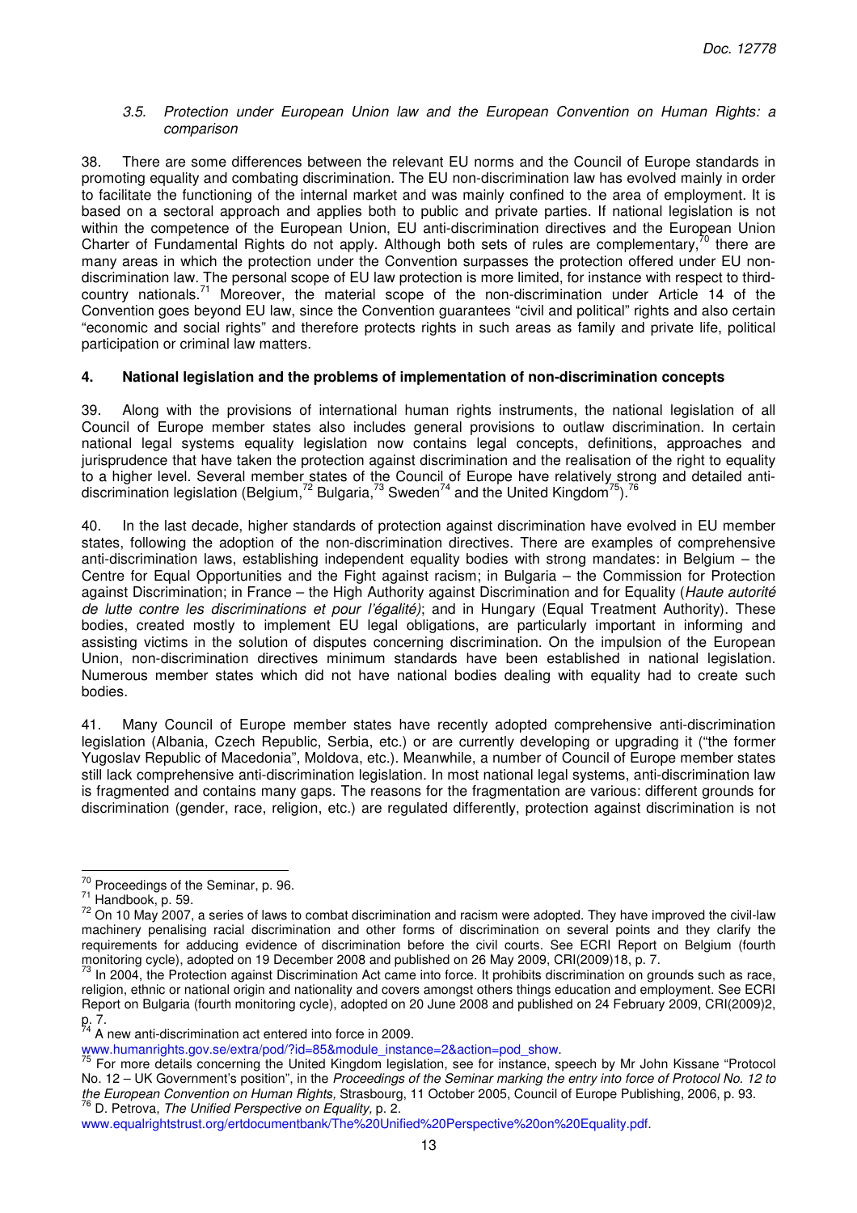### *3.5. Protection under European Union law and the European Convention on Human Rights: a comparison*

38. There are some differences between the relevant EU norms and the Council of Europe standards in promoting equality and combating discrimination. The EU non-discrimination law has evolved mainly in order to facilitate the functioning of the internal market and was mainly confined to the area of employment. It is based on a sectoral approach and applies both to public and private parties. If national legislation is not within the competence of the European Union, EU anti-discrimination directives and the European Union Charter of Fundamental Rights do not apply. Although both sets of rules are complementary,[70] there are many areas in which the protection under the Convention surpasses the protection offered under EU non-discrimination law. The personal scope of EU law protection is more limited, for instance with respect to third-country nationals.[71] Moreover, the material scope of the non-discrimination under Article 14 of the Convention goes beyond EU law, since the Convention guarantees "civil and political" rights and also certain "economic and social rights" and therefore protects rights in such areas as family and private life, political participation or criminal law matters.

## 4. National legislation and the problems of implementation of non-discrimination concepts

39. Along with the provisions of international human rights instruments, the national legislation of all Council of Europe member states also includes general provisions to outlaw discrimination. In certain national legal systems equality legislation now contains legal concepts, definitions, approaches and jurisprudence that have taken the protection against discrimination and the realisation of the right to equality to a higher level. Several member states of the Council of Europe have relatively strong and detailed anti-discrimination legislation (Belgium,[72] Bulgaria,[73] Sweden[74] and the United Kingdom[75]).[76]

40. In the last decade, higher standards of protection against discrimination have evolved in EU member states, following the adoption of the non-discrimination directives. There are examples of comprehensive anti-discrimination laws, establishing independent equality bodies with strong mandates: in Belgium – the Centre for Equal Opportunities and the Fight against racism; in Bulgaria – the Commission for Protection against Discrimination; in France – the High Authority against Discrimination and for Equality (*Haute autorité de lutte contre les discriminations et pour l'égalité)*; and in Hungary (Equal Treatment Authority). These bodies, created mostly to implement EU legal obligations, are particularly important in informing and assisting victims in the solution of disputes concerning discrimination. On the impulsion of the European Union, non-discrimination directives minimum standards have been established in national legislation. Numerous member states which did not have national bodies dealing with equality had to create such bodies.

41. Many Council of Europe member states have recently adopted comprehensive anti-discrimination legislation (Albania, Czech Republic, Serbia, etc.) or are currently developing or upgrading it ("the former Yugoslav Republic of Macedonia", Moldova, etc.). Meanwhile, a number of Council of Europe member states still lack comprehensive anti-discrimination legislation. In most national legal systems, anti-discrimination law is fragmented and contains many gaps. The reasons for the fragmentation are various: different grounds for discrimination (gender, race, religion, etc.) are regulated differently, protection against discrimination is not

---

[70] Proceedings of the Seminar, p. 96.

[71] Handbook, p. 59.

[72] On 10 May 2007, a series of laws to combat discrimination and racism were adopted. They have improved the civil-law machinery penalising racial discrimination and other forms of discrimination on several points and they clarify the requirements for adducing evidence of discrimination before the civil courts. See ECRI Report on Belgium (fourth monitoring cycle), adopted on 19 December 2008 and published on 26 May 2009, CRI(2009)18, p. 7.

[73] In 2004, the Protection against Discrimination Act came into force. It prohibits discrimination on grounds such as race, religion, ethnic or national origin and nationality and covers amongst others things education and employment. See ECRI Report on Bulgaria (fourth monitoring cycle), adopted on 20 June 2008 and published on 24 February 2009, CRI(2009)2, p. 7.

[74] A new anti-discrimination act entered into force in 2009. www.humanrights.gov.se/extra/pod/?id=85&module_instance=2&action=pod_show.

[75] For more details concerning the United Kingdom legislation, see for instance, speech by Mr John Kissane "Protocol No. 12 – UK Government's position", in the *Proceedings of the Seminar marking the entry into force of Protocol No. 12 to the European Convention on Human Rights,* Strasbourg, 11 October 2005, Council of Europe Publishing, 2006, p. 93.

[76] D. Petrova, *The Unified Perspective on Equality,* p. 2. www.equalrightstrust.org/ertdocumentbank/The%20Unified%20Perspective%20on%20Equality.pdf.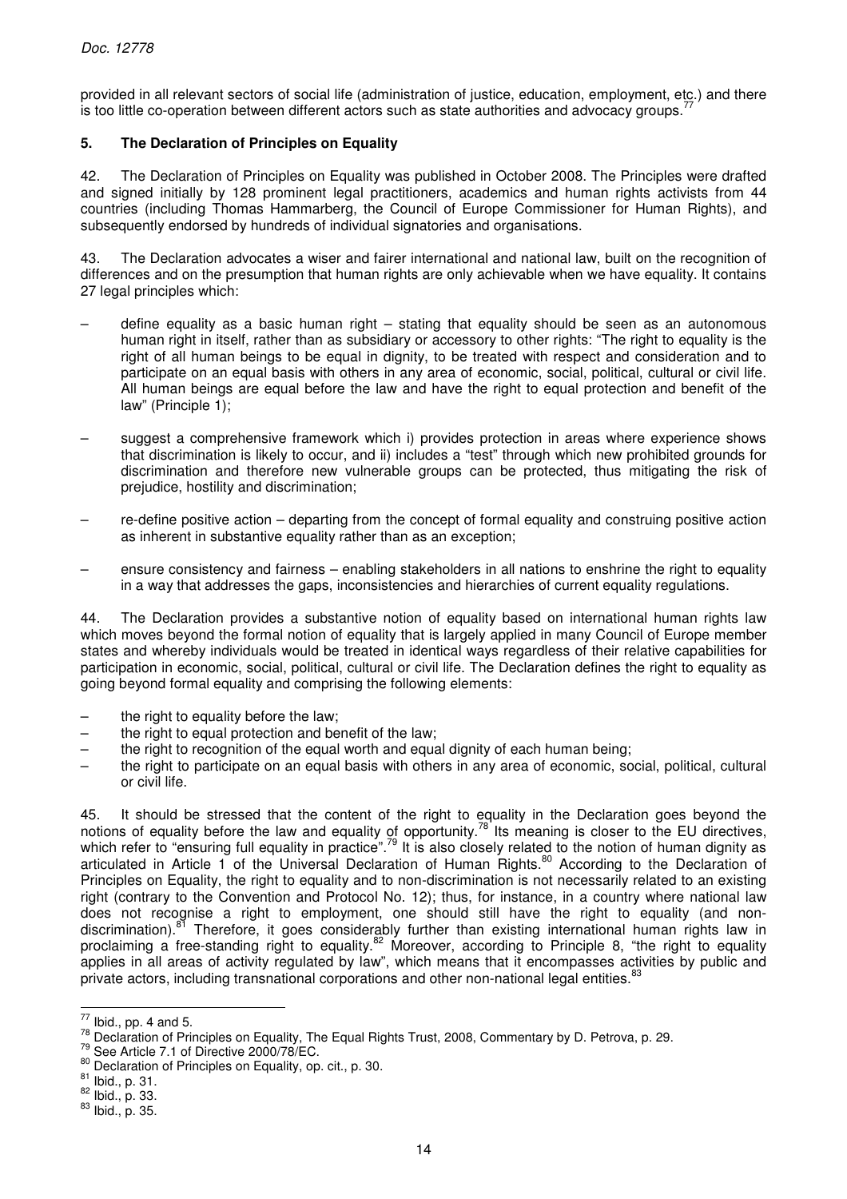provided in all relevant sectors of social life (administration of justice, education, employment, etc.) and there is too little co-operation between different actors such as state authorities and advocacy groups.[77]

### 5. The Declaration of Principles on Equality

42. The Declaration of Principles on Equality was published in October 2008. The Principles were drafted and signed initially by 128 prominent legal practitioners, academics and human rights activists from 44 countries (including Thomas Hammarberg, the Council of Europe Commissioner for Human Rights), and subsequently endorsed by hundreds of individual signatories and organisations.

43. The Declaration advocates a wiser and fairer international and national law, built on the recognition of differences and on the presumption that human rights are only achievable when we have equality. It contains 27 legal principles which:

– define equality as a basic human right – stating that equality should be seen as an autonomous human right in itself, rather than as subsidiary or accessory to other rights: "The right to equality is the right of all human beings to be equal in dignity, to be treated with respect and consideration and to participate on an equal basis with others in any area of economic, social, political, cultural or civil life. All human beings are equal before the law and have the right to equal protection and benefit of the law" (Principle 1);

– suggest a comprehensive framework which i) provides protection in areas where experience shows that discrimination is likely to occur, and ii) includes a "test" through which new prohibited grounds for discrimination and therefore new vulnerable groups can be protected, thus mitigating the risk of prejudice, hostility and discrimination;

– re-define positive action – departing from the concept of formal equality and construing positive action as inherent in substantive equality rather than as an exception;

– ensure consistency and fairness – enabling stakeholders in all nations to enshrine the right to equality in a way that addresses the gaps, inconsistencies and hierarchies of current equality regulations.

44. The Declaration provides a substantive notion of equality based on international human rights law which moves beyond the formal notion of equality that is largely applied in many Council of Europe member states and whereby individuals would be treated in identical ways regardless of their relative capabilities for participation in economic, social, political, cultural or civil life. The Declaration defines the right to equality as going beyond formal equality and comprising the following elements:

– the right to equality before the law;
– the right to equal protection and benefit of the law;
– the right to recognition of the equal worth and equal dignity of each human being;
– the right to participate on an equal basis with others in any area of economic, social, political, cultural or civil life.

45. It should be stressed that the content of the right to equality in the Declaration goes beyond the notions of equality before the law and equality of opportunity.[78] Its meaning is closer to the EU directives, which refer to "ensuring full equality in practice".[79] It is also closely related to the notion of human dignity as articulated in Article 1 of the Universal Declaration of Human Rights.[80] According to the Declaration of Principles on Equality, the right to equality and to non-discrimination is not necessarily related to an existing right (contrary to the Convention and Protocol No. 12); thus, for instance, in a country where national law does not recognise a right to employment, one should still have the right to equality (and non-discrimination).[81] Therefore, it goes considerably further than existing international human rights law in proclaiming a free-standing right to equality.[82] Moreover, according to Principle 8, "the right to equality applies in all areas of activity regulated by law", which means that it encompasses activities by public and private actors, including transnational corporations and other non-national legal entities.[83]

---

[77] Ibid., pp. 4 and 5.
[78] Declaration of Principles on Equality, The Equal Rights Trust, 2008, Commentary by D. Petrova, p. 29.
[79] See Article 7.1 of Directive 2000/78/EC.
[80] Declaration of Principles on Equality, op. cit., p. 30.
[81] Ibid., p. 31.
[82] Ibid., p. 33.
[83] Ibid., p. 35.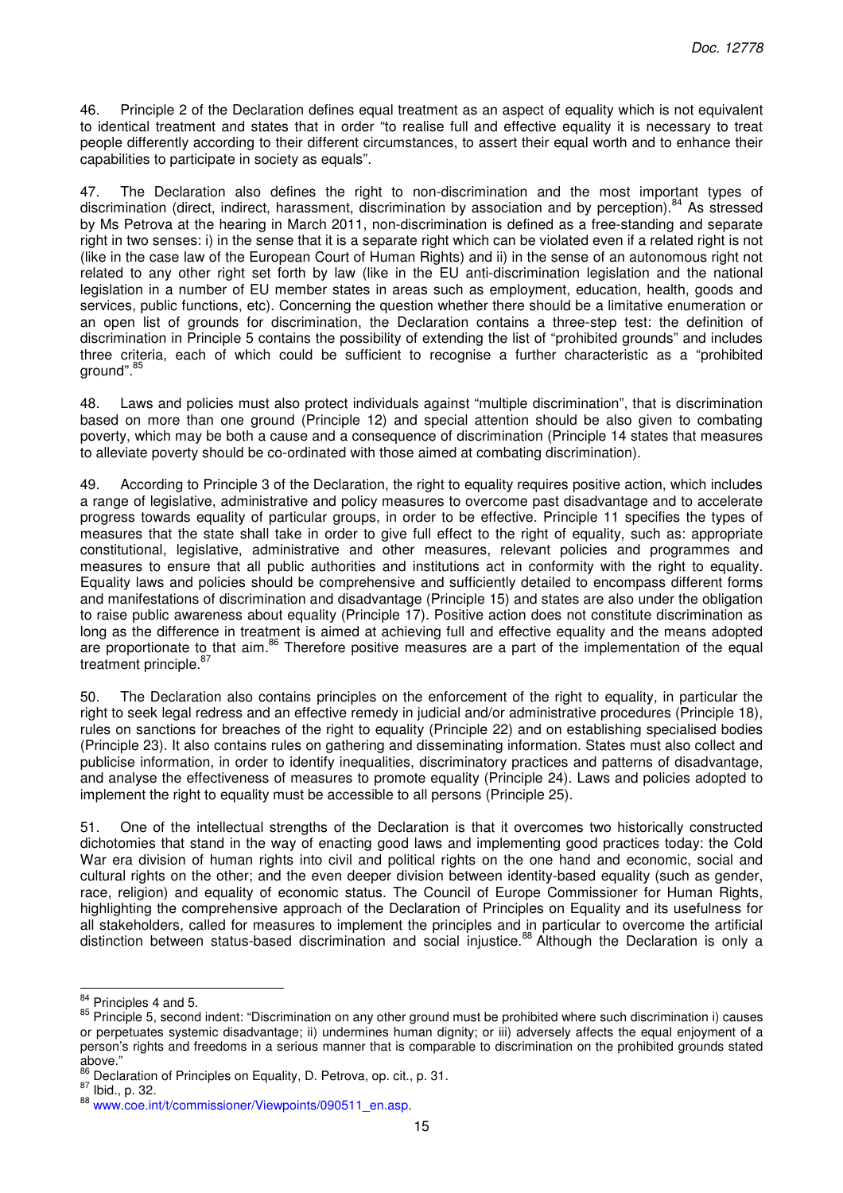46. Principle 2 of the Declaration defines equal treatment as an aspect of equality which is not equivalent to identical treatment and states that in order "to realise full and effective equality it is necessary to treat people differently according to their different circumstances, to assert their equal worth and to enhance their capabilities to participate in society as equals".

47. The Declaration also defines the right to non-discrimination and the most important types of discrimination (direct, indirect, harassment, discrimination by association and by perception).[84] As stressed by Ms Petrova at the hearing in March 2011, non-discrimination is defined as a free-standing and separate right in two senses: i) in the sense that it is a separate right which can be violated even if a related right is not (like in the case law of the European Court of Human Rights) and ii) in the sense of an autonomous right not related to any other right set forth by law (like in the EU anti-discrimination legislation and the national legislation in a number of EU member states in areas such as employment, education, health, goods and services, public functions, etc). Concerning the question whether there should be a limitative enumeration or an open list of grounds for discrimination, the Declaration contains a three-step test: the definition of discrimination in Principle 5 contains the possibility of extending the list of "prohibited grounds" and includes three criteria, each of which could be sufficient to recognise a further characteristic as a "prohibited ground".[85]

48. Laws and policies must also protect individuals against "multiple discrimination", that is discrimination based on more than one ground (Principle 12) and special attention should be also given to combating poverty, which may be both a cause and a consequence of discrimination (Principle 14 states that measures to alleviate poverty should be co-ordinated with those aimed at combating discrimination).

49. According to Principle 3 of the Declaration, the right to equality requires positive action, which includes a range of legislative, administrative and policy measures to overcome past disadvantage and to accelerate progress towards equality of particular groups, in order to be effective. Principle 11 specifies the types of measures that the state shall take in order to give full effect to the right of equality, such as: appropriate constitutional, legislative, administrative and other measures, relevant policies and programmes and measures to ensure that all public authorities and institutions act in conformity with the right to equality. Equality laws and policies should be comprehensive and sufficiently detailed to encompass different forms and manifestations of discrimination and disadvantage (Principle 15) and states are also under the obligation to raise public awareness about equality (Principle 17). Positive action does not constitute discrimination as long as the difference in treatment is aimed at achieving full and effective equality and the means adopted are proportionate to that aim.[86] Therefore positive measures are a part of the implementation of the equal treatment principle.[87]

50. The Declaration also contains principles on the enforcement of the right to equality, in particular the right to seek legal redress and an effective remedy in judicial and/or administrative procedures (Principle 18), rules on sanctions for breaches of the right to equality (Principle 22) and on establishing specialised bodies (Principle 23). It also contains rules on gathering and disseminating information. States must also collect and publicise information, in order to identify inequalities, discriminatory practices and patterns of disadvantage, and analyse the effectiveness of measures to promote equality (Principle 24). Laws and policies adopted to implement the right to equality must be accessible to all persons (Principle 25).

51. One of the intellectual strengths of the Declaration is that it overcomes two historically constructed dichotomies that stand in the way of enacting good laws and implementing good practices today: the Cold War era division of human rights into civil and political rights on the one hand and economic, social and cultural rights on the other; and the even deeper division between identity-based equality (such as gender, race, religion) and equality of economic status. The Council of Europe Commissioner for Human Rights, highlighting the comprehensive approach of the Declaration of Principles on Equality and its usefulness for all stakeholders, called for measures to implement the principles and in particular to overcome the artificial distinction between status-based discrimination and social injustice.[88] Although the Declaration is only a

---

[84] Principles 4 and 5.

[85] Principle 5, second indent: "Discrimination on any other ground must be prohibited where such discrimination i) causes or perpetuates systemic disadvantage; ii) undermines human dignity; or iii) adversely affects the equal enjoyment of a person's rights and freedoms in a serious manner that is comparable to discrimination on the prohibited grounds stated above."

[86] Declaration of Principles on Equality, D. Petrova, op. cit., p. 31.

[87] Ibid., p. 32.

[88] www.coe.int/t/commissioner/Viewpoints/090511_en.asp.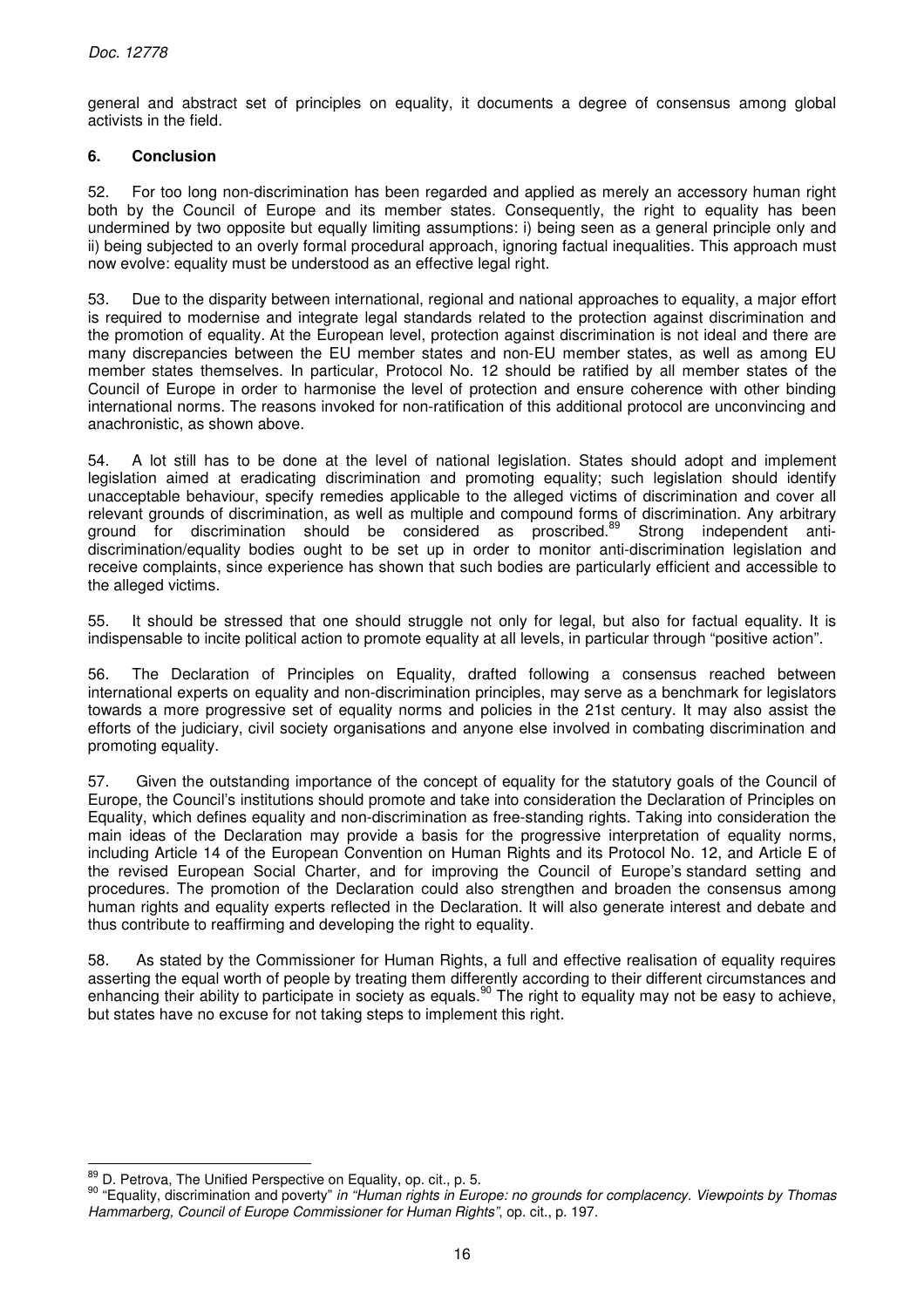general and abstract set of principles on equality, it documents a degree of consensus among global activists in the field.

## 6. Conclusion

52. For too long non-discrimination has been regarded and applied as merely an accessory human right both by the Council of Europe and its member states. Consequently, the right to equality has been undermined by two opposite but equally limiting assumptions: i) being seen as a general principle only and ii) being subjected to an overly formal procedural approach, ignoring factual inequalities. This approach must now evolve: equality must be understood as an effective legal right.

53. Due to the disparity between international, regional and national approaches to equality, a major effort is required to modernise and integrate legal standards related to the protection against discrimination and the promotion of equality. At the European level, protection against discrimination is not ideal and there are many discrepancies between the EU member states and non-EU member states, as well as among EU member states themselves. In particular, Protocol No. 12 should be ratified by all member states of the Council of Europe in order to harmonise the level of protection and ensure coherence with other binding international norms. The reasons invoked for non-ratification of this additional protocol are unconvincing and anachronistic, as shown above.

54. A lot still has to be done at the level of national legislation. States should adopt and implement legislation aimed at eradicating discrimination and promoting equality; such legislation should identify unacceptable behaviour, specify remedies applicable to the alleged victims of discrimination and cover all relevant grounds of discrimination, as well as multiple and compound forms of discrimination. Any arbitrary ground for discrimination should be considered as proscribed.[89] Strong independent anti-discrimination/equality bodies ought to be set up in order to monitor anti-discrimination legislation and receive complaints, since experience has shown that such bodies are particularly efficient and accessible to the alleged victims.

55. It should be stressed that one should struggle not only for legal, but also for factual equality. It is indispensable to incite political action to promote equality at all levels, in particular through "positive action".

56. The Declaration of Principles on Equality, drafted following a consensus reached between international experts on equality and non-discrimination principles, may serve as a benchmark for legislators towards a more progressive set of equality norms and policies in the 21st century. It may also assist the efforts of the judiciary, civil society organisations and anyone else involved in combating discrimination and promoting equality.

57. Given the outstanding importance of the concept of equality for the statutory goals of the Council of Europe, the Council's institutions should promote and take into consideration the Declaration of Principles on Equality, which defines equality and non-discrimination as free-standing rights. Taking into consideration the main ideas of the Declaration may provide a basis for the progressive interpretation of equality norms, including Article 14 of the European Convention on Human Rights and its Protocol No. 12, and Article E of the revised European Social Charter, and for improving the Council of Europe's standard setting and procedures. The promotion of the Declaration could also strengthen and broaden the consensus among human rights and equality experts reflected in the Declaration. It will also generate interest and debate and thus contribute to reaffirming and developing the right to equality.

58. As stated by the Commissioner for Human Rights, a full and effective realisation of equality requires asserting the equal worth of people by treating them differently according to their different circumstances and enhancing their ability to participate in society as equals.[90] The right to equality may not be easy to achieve, but states have no excuse for not taking steps to implement this right.

---

[89] D. Petrova, The Unified Perspective on Equality, op. cit., p. 5.

[90] "Equality, discrimination and poverty" *in "Human rights in Europe: no grounds for complacency. Viewpoints by Thomas Hammarberg, Council of Europe Commissioner for Human Rights"*, op. cit., p. 197.